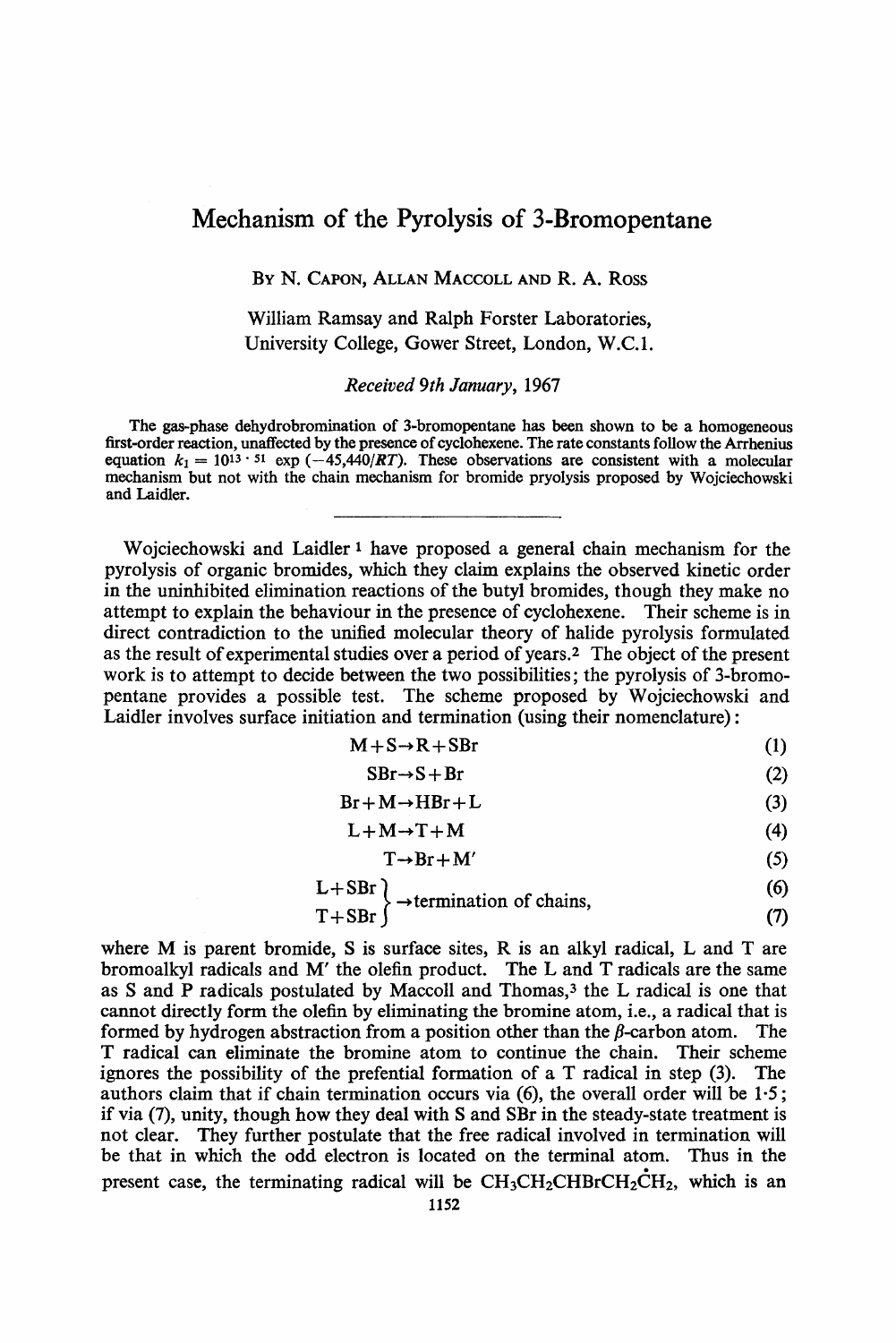# Mechanism of the Pyrolysis of 3-Bromopentane

BY N. CAPON, ALLAN MACCOLL AND R. A. ROSS

William Ramsay and Ralph Forster Laboratories,
University College, Gower Street, London, W.C.1.

*Received 9th January, 1967*

The gas-phase dehydrobromination of 3-bromopentane has been shown to be a homogeneous first-order reaction, unaffected by the presence of cyclohexene. The rate constants follow the Arrhenius equation $k_1 = 10^{13 \cdot 51} \exp(-45{,}440/RT)$. These observations are consistent with a molecular mechanism but not with the chain mechanism for bromide pryolysis proposed by Wojciechowski and Laidler.

---

Wojciechowski and Laidler [1] have proposed a general chain mechanism for the pyrolysis of organic bromides, which they claim explains the observed kinetic order in the uninhibited elimination reactions of the butyl bromides, though they make no attempt to explain the behaviour in the presence of cyclohexene. Their scheme is in direct contradiction to the unified molecular theory of halide pyrolysis formulated as the result of experimental studies over a period of years.[2] The object of the present work is to attempt to decide between the two possibilities; the pyrolysis of 3-bromopentane provides a possible test. The scheme proposed by Wojciechowski and Laidler involves surface initiation and termination (using their nomenclature):

$$M + S \rightarrow R + SBr \tag{1}$$

$$SBr \rightarrow S + Br \tag{2}$$

$$Br + M \rightarrow HBr + L \tag{3}$$

$$L + M \rightarrow T + M \tag{4}$$

$$T \rightarrow Br + M' \tag{5}$$

$$\left.\begin{matrix} L + SBr \\ T + SBr \end{matrix}\right\} \rightarrow \text{termination of chains,} \tag{6, 7}$$

where M is parent bromide, S is surface sites, R is an alkyl radical, L and T are bromoalkyl radicals and M′ the olefin product. The L and T radicals are the same as S and P radicals postulated by Maccoll and Thomas,[3] the L radical is one that cannot directly form the olefin by eliminating the bromine atom, i.e., a radical that is formed by hydrogen abstraction from a position other than the $\beta$-carbon atom. The T radical can eliminate the bromine atom to continue the chain. Their scheme ignores the possibility of the prefential formation of a T radical in step (3). The authors claim that if chain termination occurs via (6), the overall order will be 1·5; if via (7), unity, though how they deal with S and SBr in the steady-state treatment is not clear. They further postulate that the free radical involved in termination will be that in which the odd electron is located on the terminal atom. Thus in the present case, the terminating radical will be $CH_3CH_2CHBrCH_2\dot{C}H_2$, which is an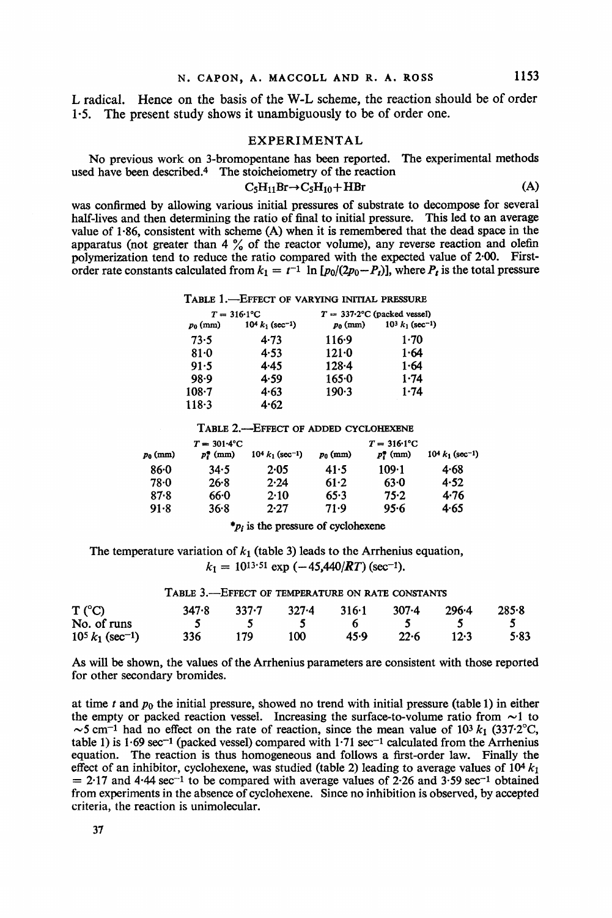L radical. Hence on the basis of the W-L scheme, the reaction should be of order 1·5. The present study shows it unambiguously to be of order one.

## EXPERIMENTAL

No previous work on 3-bromopentane has been reported. The experimental methods used have been described.[4] The stoicheiometry of the reaction

$$C_5H_{11}Br \rightarrow C_5H_{10} + HBr \tag{A}$$

was confirmed by allowing various initial pressures of substrate to decompose for several half-lives and then determining the ratio of final to initial pressure. This led to an average value of 1·86, consistent with scheme (A) when it is remembered that the dead space in the apparatus (not greater than 4 % of the reactor volume), any reverse reaction and olefin polymerization tend to reduce the ratio compared with the expected value of 2·00. First-order rate constants calculated from $k_1 = t^{-1} \ln [p_0/(2p_0 - P_t)]$, where $P_t$ is the total pressure at time $t$ and $p_0$ the initial pressure, showed no trend with initial pressure (table 1) in either the empty or packed reaction vessel. Increasing the surface-to-volume ratio from ~1 to ~5 cm$^{-1}$ had no effect on the rate of reaction, since the mean value of $10^3 k_1$ (337·2°C, table 1) is 1·69 sec$^{-1}$ (packed vessel) compared with 1·71 sec$^{-1}$ calculated from the Arrhenius equation. The reaction is thus homogeneous and follows a first-order law. Finally the effect of an inhibitor, cyclohexene, was studied (table 2) leading to average values of $10^4 k_1$ = 2·17 and 4·44 sec$^{-1}$ to be compared with average values of 2·26 and 3·59 sec$^{-1}$ obtained from experiments in the absence of cyclohexene. Since no inhibition is observed, by accepted criteria, the reaction is unimolecular.

TABLE 1.—EFFECT OF VARYING INITIAL PRESSURE

| $T$ = 316·1°C | | $T$ = 337·2°C (packed vessel) | |
|---|---|---|---|
| $p_0$ (mm) | $10^4 k_1$ (sec$^{-1}$) | $p_0$ (mm) | $10^3 k_1$ (sec$^{-1}$) |
| 73·5 | 4·73 | 116·9 | 1·70 |
| 81·0 | 4·53 | 121·0 | 1·64 |
| 91·5 | 4·45 | 128·4 | 1·64 |
| 98·9 | 4·59 | 165·0 | 1·74 |
| 108·7 | 4·63 | 190·3 | 1·74 |
| 118·3 | 4·62 | | |

TABLE 2.—EFFECT OF ADDED CYCLOHEXENE

| $T$ = 301·4°C | | | $T$ = 316·1°C | | |
|---|---|---|---|---|---|
| $p_0$ (mm) | $p_i^*$ (mm) | $10^4 k_1$ (sec$^{-1}$) | $p_0$ (mm) | $p_i^*$ (mm) | $10^4 k_1$ (sec$^{-1}$) |
| 86·0 | 34·5 | 2·05 | 41·5 | 109·1 | 4·68 |
| 78·0 | 26·8 | 2·24 | 61·2 | 63·0 | 4·52 |
| 87·8 | 66·0 | 2·10 | 65·3 | 75·2 | 4·76 |
| 91·8 | 36·8 | 2·27 | 71·9 | 95·6 | 4·65 |

*$p_i$ is the pressure of cyclohexene

The temperature variation of $k_1$ (table 3) leads to the Arrhenius equation,

$$k_1 = 10^{13 \cdot 51} \exp(-45{,}440/RT) \text{ (sec}^{-1}\text{)}.$$

TABLE 3.—EFFECT OF TEMPERATURE ON RATE CONSTANTS

| T (°C) | 347·8 | 337·7 | 327·4 | 316·1 | 307·4 | 296·4 | 285·8 |
|---|---|---|---|---|---|---|---|
| No. of runs | 5 | 5 | 5 | 6 | 5 | 5 | 5 |
| $10^5 k_1$ (sec$^{-1}$) | 336 | 179 | 100 | 45·9 | 22·6 | 12·3 | 5·83 |

As will be shown, the values of the Arrhenius parameters are consistent with those reported for other secondary bromides.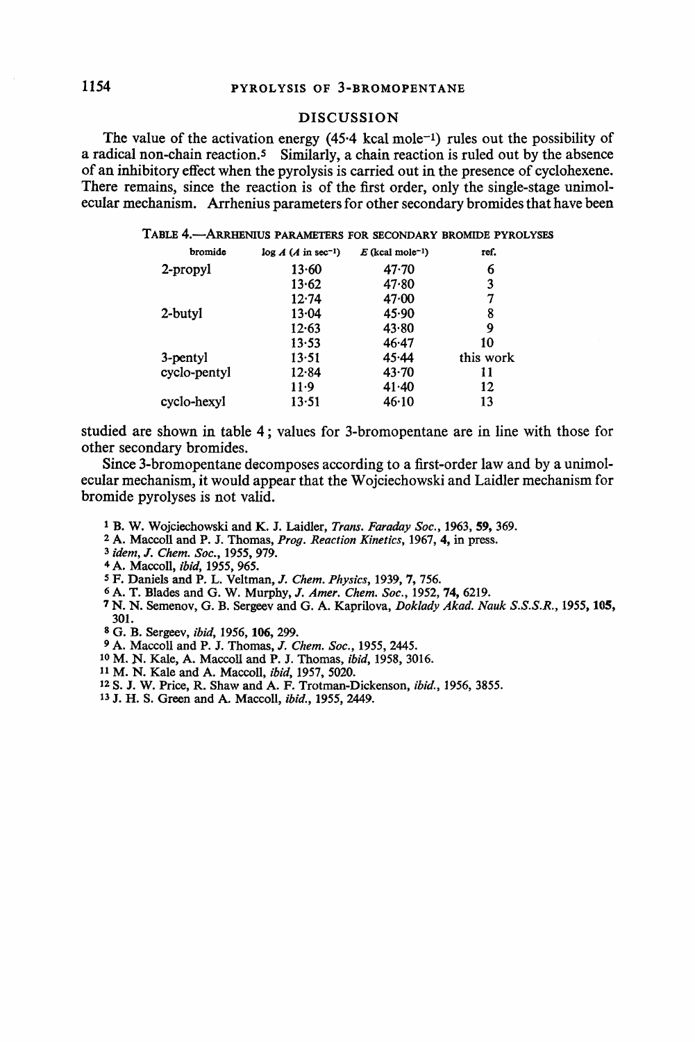## DISCUSSION

The value of the activation energy (45·4 kcal mole$^{-1}$) rules out the possibility of a radical non-chain reaction.[5] Similarly, a chain reaction is ruled out by the absence of an inhibitory effect when the pyrolysis is carried out in the presence of cyclohexene. There remains, since the reaction is of the first order, only the single-stage unimolecular mechanism. Arrhenius parameters for other secondary bromides that have been studied are shown in table 4; values for 3-bromopentane are in line with those for other secondary bromides.

TABLE 4.—ARRHENIUS PARAMETERS FOR SECONDARY BROMIDE PYROLYSES

| bromide | log $A$ ($A$ in sec$^{-1}$) | $E$ (kcal mole$^{-1}$) | ref. |
|---|---|---|---|
| 2-propyl | 13·60 | 47·70 | 6 |
| | 13·62 | 47·80 | 3 |
| | 12·74 | 47·00 | 7 |
| 2-butyl | 13·04 | 45·90 | 8 |
| | 12·63 | 43·80 | 9 |
| | 13·53 | 46·47 | 10 |
| 3-pentyl | 13·51 | 45·44 | this work |
| cyclo-pentyl | 12·84 | 43·70 | 11 |
| | 11·9 | 41·40 | 12 |
| cyclo-hexyl | 13·51 | 46·10 | 13 |

Since 3-bromopentane decomposes according to a first-order law and by a unimolecular mechanism, it would appear that the Wojciechowski and Laidler mechanism for bromide pyrolyses is not valid.

[1] B. W. Wojciechowski and K. J. Laidler, *Trans. Faraday Soc.*, 1963, **59**, 369.

[2] A. Maccoll and P. J. Thomas, *Prog. Reaction Kinetics*, 1967, **4**, in press.

[3] *idem*, *J. Chem. Soc.*, 1955, 979.

[4] A. Maccoll, *ibid*, 1955, 965.

[5] F. Daniels and P. L. Veltman, *J. Chem. Physics*, 1939, **7**, 756.

[6] A. T. Blades and G. W. Murphy, *J. Amer. Chem. Soc.*, 1952, **74**, 6219.

[7] N. N. Semenov, G. B. Sergeev and G. A. Kaprilova, *Doklady Akad. Nauk S.S.S.R.*, 1955, **105**, 301.

[8] G. B. Sergeev, *ibid*, 1956, **106**, 299.

[9] A. Maccoll and P. J. Thomas, *J. Chem. Soc.*, 1955, 2445.

[10] M. N. Kale, A. Maccoll and P. J. Thomas, *ibid*, 1958, 3016.

[11] M. N. Kale and A. Maccoll, *ibid*, 1957, 5020.

[12] S. J. W. Price, R. Shaw and A. F. Trotman-Dickenson, *ibid.*, 1956, 3855.

[13] J. H. S. Green and A. Maccoll, *ibid.*, 1955, 2449.